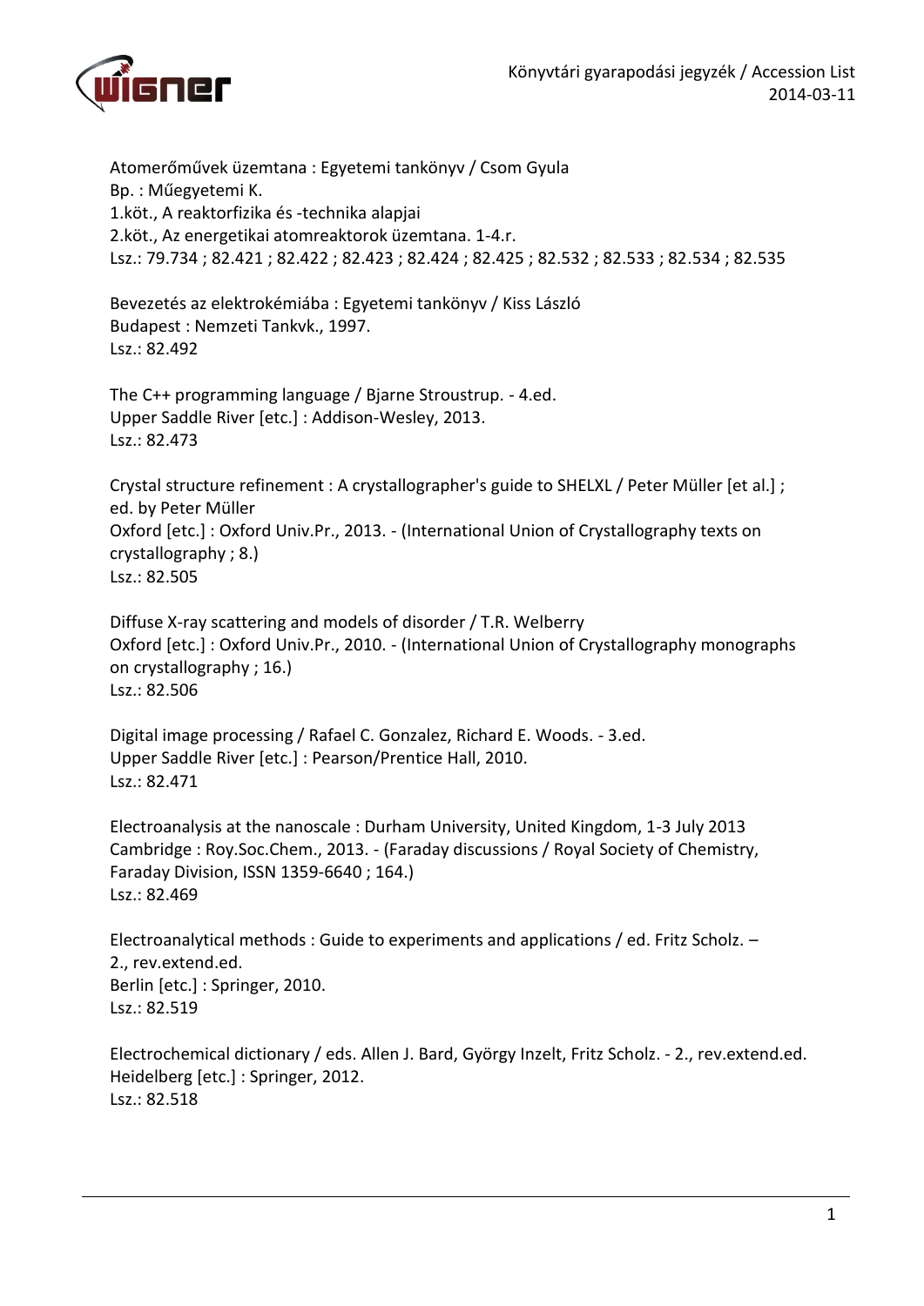Atomerőművek üzemtana : Egyetemi tankönyv / Csom Gyula
Bp. : Műegyetemi K.
1.köt., A reaktorfizika és -technika alapjai
2.köt., Az energetikai atomreaktorok üzemtana. 1-4.r.
Lsz.: 79.734 ; 82.421 ; 82.422 ; 82.423 ; 82.424 ; 82.425 ; 82.532 ; 82.533 ; 82.534 ; 82.535

Bevezetés az elektrokémiába : Egyetemi tankönyv / Kiss László
Budapest : Nemzeti Tankvk., 1997.
Lsz.: 82.492

The C++ programming language / Bjarne Stroustrup. - 4.ed.
Upper Saddle River [etc.] : Addison-Wesley, 2013.
Lsz.: 82.473

Crystal structure refinement : A crystallographer's guide to SHELXL / Peter Müller [et al.] ; ed. by Peter Müller
Oxford [etc.] : Oxford Univ.Pr., 2013. - (International Union of Crystallography texts on crystallography ; 8.)
Lsz.: 82.505

Diffuse X-ray scattering and models of disorder / T.R. Welberry
Oxford [etc.] : Oxford Univ.Pr., 2010. - (International Union of Crystallography monographs on crystallography ; 16.)
Lsz.: 82.506

Digital image processing / Rafael C. Gonzalez, Richard E. Woods. - 3.ed.
Upper Saddle River [etc.] : Pearson/Prentice Hall, 2010.
Lsz.: 82.471

Electroanalysis at the nanoscale : Durham University, United Kingdom, 1-3 July 2013
Cambridge : Roy.Soc.Chem., 2013. - (Faraday discussions / Royal Society of Chemistry, Faraday Division, ISSN 1359-6640 ; 164.)
Lsz.: 82.469

Electroanalytical methods : Guide to experiments and applications / ed. Fritz Scholz. – 2., rev.extend.ed.
Berlin [etc.] : Springer, 2010.
Lsz.: 82.519

Electrochemical dictionary / eds. Allen J. Bard, György Inzelt, Fritz Scholz. - 2., rev.extend.ed.
Heidelberg [etc.] : Springer, 2012.
Lsz.: 82.518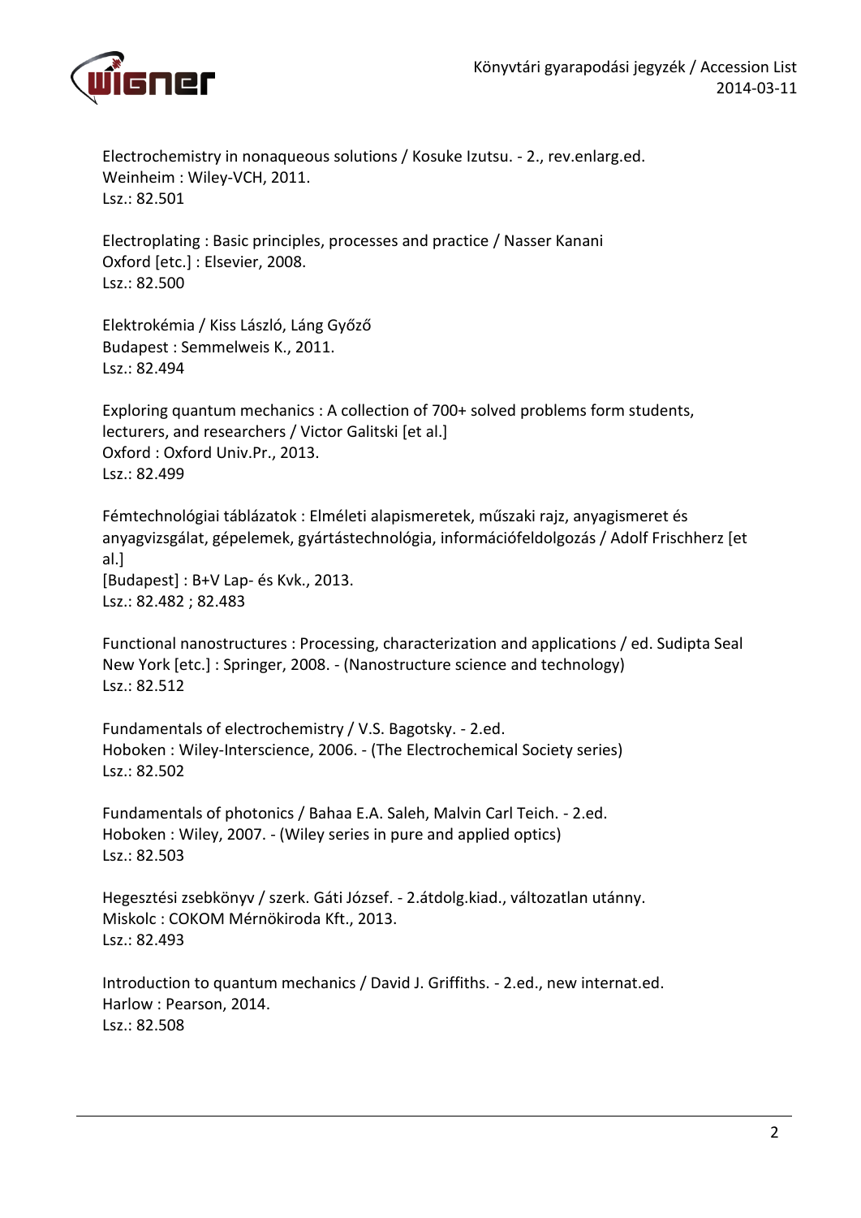Electrochemistry in nonaqueous solutions / Kosuke Izutsu. - 2., rev.enlarg.ed.
Weinheim : Wiley-VCH, 2011.
Lsz.: 82.501

Electroplating : Basic principles, processes and practice / Nasser Kanani
Oxford [etc.] : Elsevier, 2008.
Lsz.: 82.500

Elektrokémia / Kiss László, Láng Győző
Budapest : Semmelweis K., 2011.
Lsz.: 82.494

Exploring quantum mechanics : A collection of 700+ solved problems form students, lecturers, and researchers / Victor Galitski [et al.]
Oxford : Oxford Univ.Pr., 2013.
Lsz.: 82.499

Fémtechnológiai táblázatok : Elméleti alapismeretek, műszaki rajz, anyagismeret és anyagvizsgálat, gépelemek, gyártástechnológia, információfeldolgozás / Adolf Frischherz [et al.]
[Budapest] : B+V Lap- és Kvk., 2013.
Lsz.: 82.482 ; 82.483

Functional nanostructures : Processing, characterization and applications / ed. Sudipta Seal
New York [etc.] : Springer, 2008. - (Nanostructure science and technology)
Lsz.: 82.512

Fundamentals of electrochemistry / V.S. Bagotsky. - 2.ed.
Hoboken : Wiley-Interscience, 2006. - (The Electrochemical Society series)
Lsz.: 82.502

Fundamentals of photonics / Bahaa E.A. Saleh, Malvin Carl Teich. - 2.ed.
Hoboken : Wiley, 2007. - (Wiley series in pure and applied optics)
Lsz.: 82.503

Hegesztési zsebkönyv / szerk. Gáti József. - 2.átdolg.kiad., változatlan utánny.
Miskolc : COKOM Mérnökiroda Kft., 2013.
Lsz.: 82.493

Introduction to quantum mechanics / David J. Griffiths. - 2.ed., new internat.ed.
Harlow : Pearson, 2014.
Lsz.: 82.508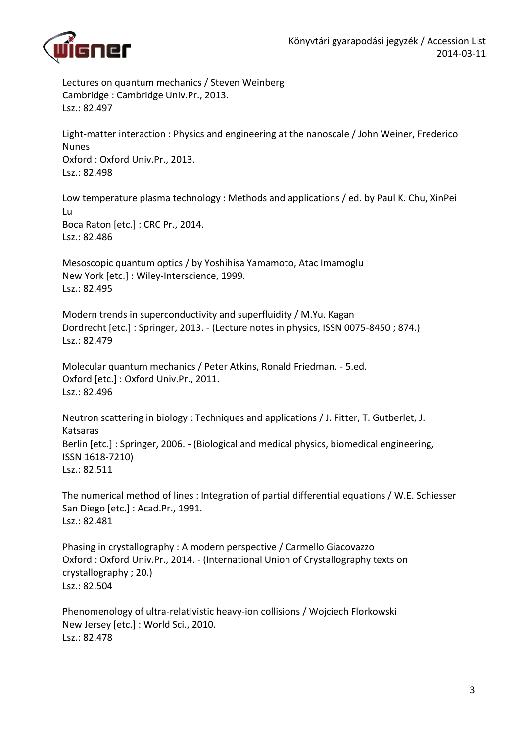Lectures on quantum mechanics / Steven Weinberg
Cambridge : Cambridge Univ.Pr., 2013.
Lsz.: 82.497

Light-matter interaction : Physics and engineering at the nanoscale / John Weiner, Frederico Nunes
Oxford : Oxford Univ.Pr., 2013.
Lsz.: 82.498

Low temperature plasma technology : Methods and applications / ed. by Paul K. Chu, XinPei Lu
Boca Raton [etc.] : CRC Pr., 2014.
Lsz.: 82.486

Mesoscopic quantum optics / by Yoshihisa Yamamoto, Atac Imamoglu
New York [etc.] : Wiley-Interscience, 1999.
Lsz.: 82.495

Modern trends in superconductivity and superfluidity / M.Yu. Kagan
Dordrecht [etc.] : Springer, 2013. - (Lecture notes in physics, ISSN 0075-8450 ; 874.)
Lsz.: 82.479

Molecular quantum mechanics / Peter Atkins, Ronald Friedman. - 5.ed.
Oxford [etc.] : Oxford Univ.Pr., 2011.
Lsz.: 82.496

Neutron scattering in biology : Techniques and applications / J. Fitter, T. Gutberlet, J. Katsaras
Berlin [etc.] : Springer, 2006. - (Biological and medical physics, biomedical engineering, ISSN 1618-7210)
Lsz.: 82.511

The numerical method of lines : Integration of partial differential equations / W.E. Schiesser
San Diego [etc.] : Acad.Pr., 1991.
Lsz.: 82.481

Phasing in crystallography : A modern perspective / Carmello Giacovazzo
Oxford : Oxford Univ.Pr., 2014. - (International Union of Crystallography texts on crystallography ; 20.)
Lsz.: 82.504

Phenomenology of ultra-relativistic heavy-ion collisions / Wojciech Florkowski
New Jersey [etc.] : World Sci., 2010.
Lsz.: 82.478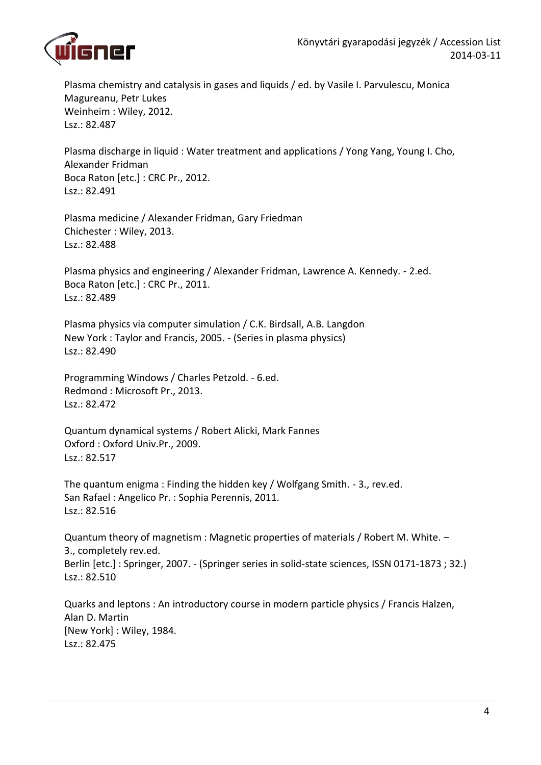Plasma chemistry and catalysis in gases and liquids / ed. by Vasile I. Parvulescu, Monica Magureanu, Petr Lukes
Weinheim : Wiley, 2012.
Lsz.: 82.487

Plasma discharge in liquid : Water treatment and applications / Yong Yang, Young I. Cho, Alexander Fridman
Boca Raton [etc.] : CRC Pr., 2012.
Lsz.: 82.491

Plasma medicine / Alexander Fridman, Gary Friedman
Chichester : Wiley, 2013.
Lsz.: 82.488

Plasma physics and engineering / Alexander Fridman, Lawrence A. Kennedy. - 2.ed.
Boca Raton [etc.] : CRC Pr., 2011.
Lsz.: 82.489

Plasma physics via computer simulation / C.K. Birdsall, A.B. Langdon
New York : Taylor and Francis, 2005. - (Series in plasma physics)
Lsz.: 82.490

Programming Windows / Charles Petzold. - 6.ed.
Redmond : Microsoft Pr., 2013.
Lsz.: 82.472

Quantum dynamical systems / Robert Alicki, Mark Fannes
Oxford : Oxford Univ.Pr., 2009.
Lsz.: 82.517

The quantum enigma : Finding the hidden key / Wolfgang Smith. - 3., rev.ed.
San Rafael : Angelico Pr. : Sophia Perennis, 2011.
Lsz.: 82.516

Quantum theory of magnetism : Magnetic properties of materials / Robert M. White. – 3., completely rev.ed.
Berlin [etc.] : Springer, 2007. - (Springer series in solid-state sciences, ISSN 0171-1873 ; 32.)
Lsz.: 82.510

Quarks and leptons : An introductory course in modern particle physics / Francis Halzen, Alan D. Martin
[New York] : Wiley, 1984.
Lsz.: 82.475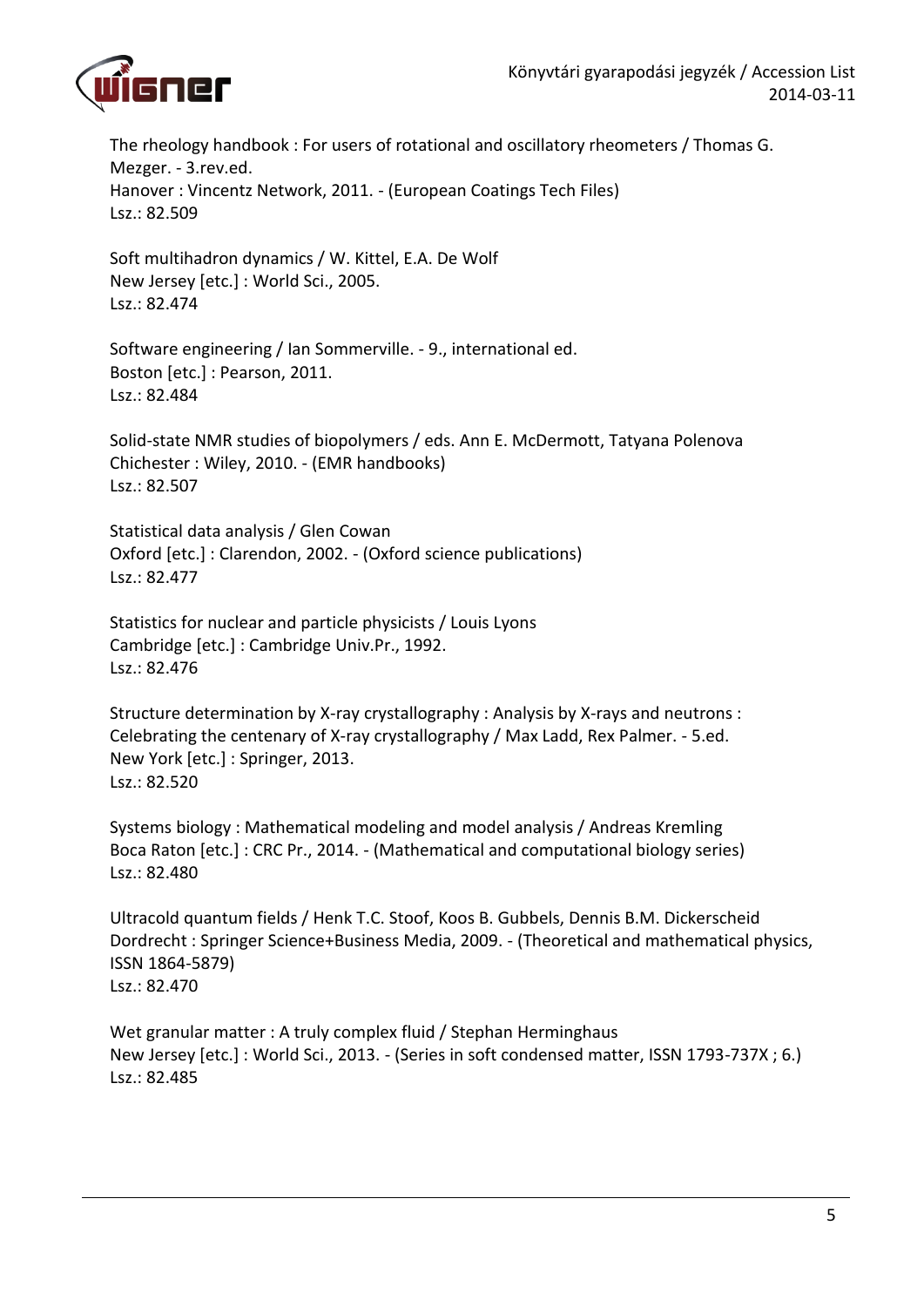The rheology handbook : For users of rotational and oscillatory rheometers / Thomas G. Mezger. - 3.rev.ed.
Hanover : Vincentz Network, 2011. - (European Coatings Tech Files)
Lsz.: 82.509

Soft multihadron dynamics / W. Kittel, E.A. De Wolf
New Jersey [etc.] : World Sci., 2005.
Lsz.: 82.474

Software engineering / Ian Sommerville. - 9., international ed.
Boston [etc.] : Pearson, 2011.
Lsz.: 82.484

Solid-state NMR studies of biopolymers / eds. Ann E. McDermott, Tatyana Polenova
Chichester : Wiley, 2010. - (EMR handbooks)
Lsz.: 82.507

Statistical data analysis / Glen Cowan
Oxford [etc.] : Clarendon, 2002. - (Oxford science publications)
Lsz.: 82.477

Statistics for nuclear and particle physicists / Louis Lyons
Cambridge [etc.] : Cambridge Univ.Pr., 1992.
Lsz.: 82.476

Structure determination by X-ray crystallography : Analysis by X-rays and neutrons : Celebrating the centenary of X-ray crystallography / Max Ladd, Rex Palmer. - 5.ed.
New York [etc.] : Springer, 2013.
Lsz.: 82.520

Systems biology : Mathematical modeling and model analysis / Andreas Kremling
Boca Raton [etc.] : CRC Pr., 2014. - (Mathematical and computational biology series)
Lsz.: 82.480

Ultracold quantum fields / Henk T.C. Stoof, Koos B. Gubbels, Dennis B.M. Dickerscheid
Dordrecht : Springer Science+Business Media, 2009. - (Theoretical and mathematical physics, ISSN 1864-5879)
Lsz.: 82.470

Wet granular matter : A truly complex fluid / Stephan Herminghaus
New Jersey [etc.] : World Sci., 2013. - (Series in soft condensed matter, ISSN 1793-737X ; 6.)
Lsz.: 82.485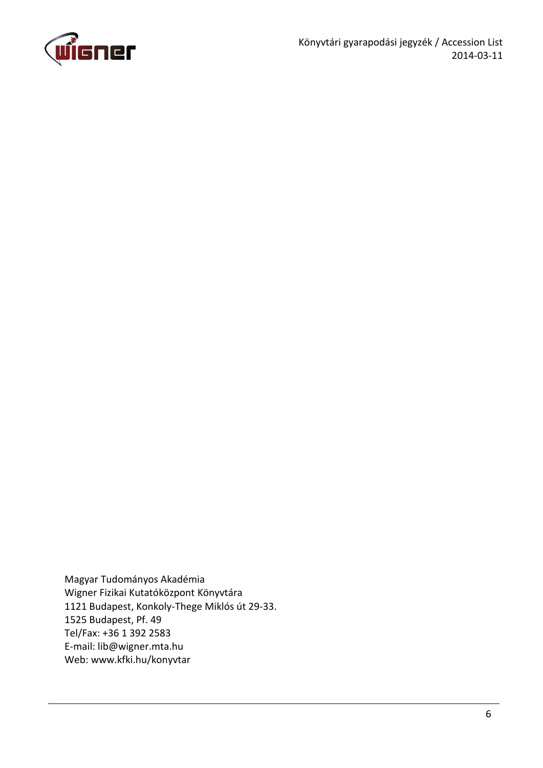Magyar Tudományos Akadémia
Wigner Fizikai Kutatóközpont Könyvtára
1121 Budapest, Konkoly-Thege Miklós út 29-33.
1525 Budapest, Pf. 49
Tel/Fax: +36 1 392 2583
E-mail: lib@wigner.mta.hu
Web: www.kfki.hu/konyvtar